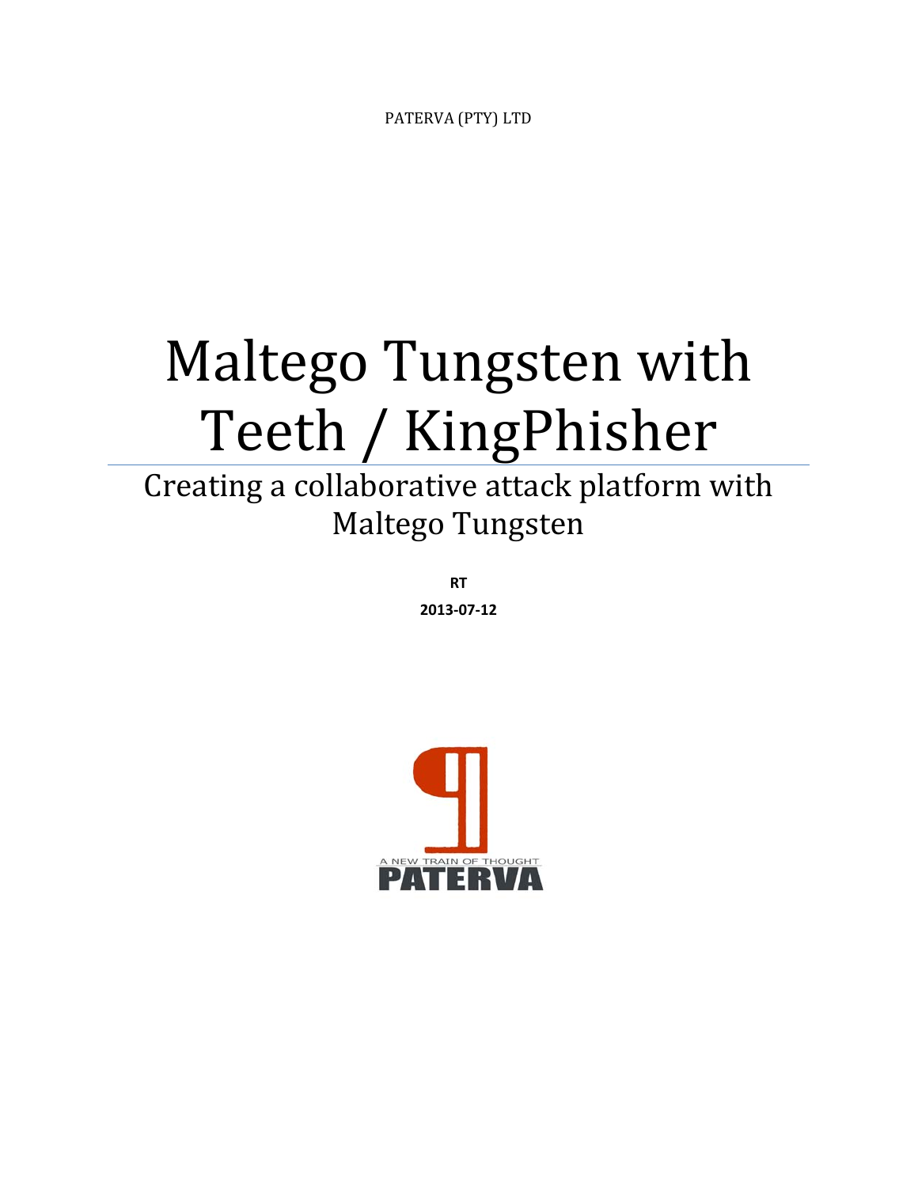PATERVA (PTY) LTD

# Maltego Tungsten with Teeth / KingPhisher

## Creating a collaborative attack platform with Maltego Tungsten

**RT**

**2013-07-12**

A NEW TRAIN OF THOUGHT

PATERVA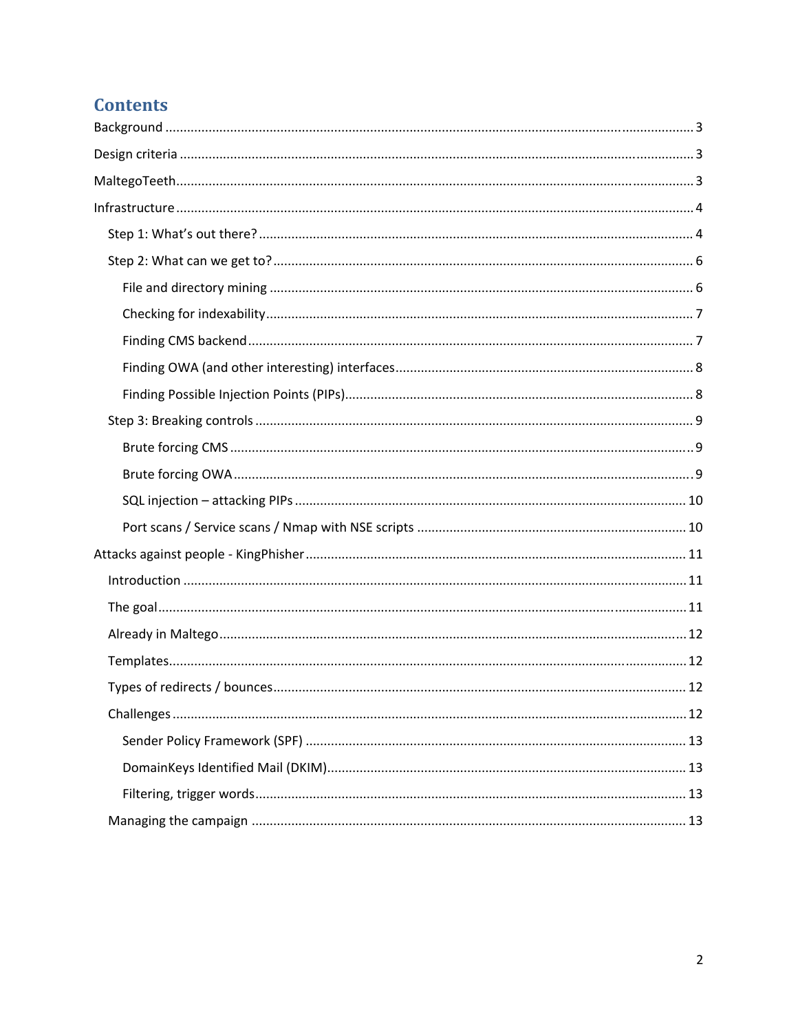# Contents

Background ........ 3

Design criteria ........ 3

MaltegoTeeth ........ 3

Infrastructure ........ 4

- Step 1: What's out there? ........ 4
- Step 2: What can we get to? ........ 6
  - File and directory mining ........ 6
  - Checking for indexability ........ 7
  - Finding CMS backend ........ 7
  - Finding OWA (and other interesting) interfaces ........ 8
  - Finding Possible Injection Points (PIPs) ........ 8
- Step 3: Breaking controls ........ 9
  - Brute forcing CMS ........ 9
  - Brute forcing OWA ........ 9
  - SQL injection – attacking PIPs ........ 10
  - Port scans / Service scans / Nmap with NSE scripts ........ 10

Attacks against people - KingPhisher ........ 11

- Introduction ........ 11
- The goal ........ 11
- Already in Maltego ........ 12
- Templates ........ 12
- Types of redirects / bounces ........ 12
- Challenges ........ 12
  - Sender Policy Framework (SPF) ........ 13
  - DomainKeys Identified Mail (DKIM) ........ 13
  - Filtering, trigger words ........ 13
- Managing the campaign ........ 13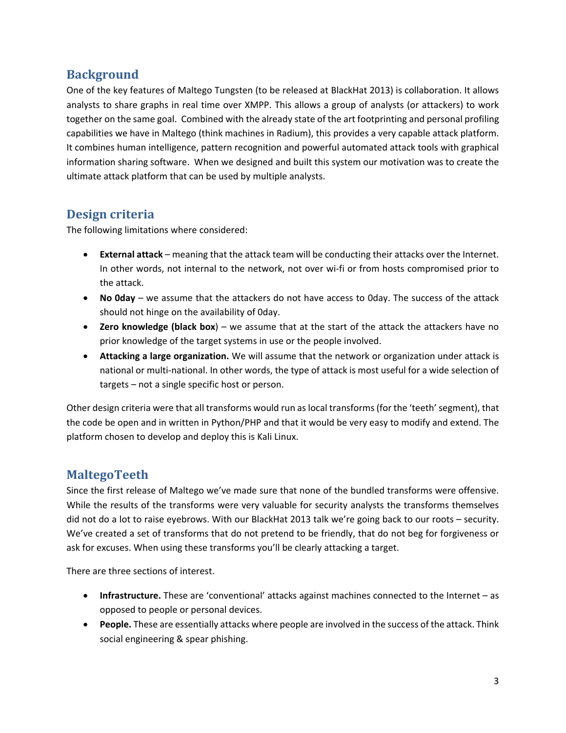## Background

One of the key features of Maltego Tungsten (to be released at BlackHat 2013) is collaboration. It allows analysts to share graphs in real time over XMPP. This allows a group of analysts (or attackers) to work together on the same goal. Combined with the already state of the art footprinting and personal profiling capabilities we have in Maltego (think machines in Radium), this provides a very capable attack platform. It combines human intelligence, pattern recognition and powerful automated attack tools with graphical information sharing software. When we designed and built this system our motivation was to create the ultimate attack platform that can be used by multiple analysts.

## Design criteria

The following limitations where considered:

- **External attack** – meaning that the attack team will be conducting their attacks over the Internet. In other words, not internal to the network, not over wi-fi or from hosts compromised prior to the attack.
- **No 0day** – we assume that the attackers do not have access to 0day. The success of the attack should not hinge on the availability of 0day.
- **Zero knowledge (black box**) – we assume that at the start of the attack the attackers have no prior knowledge of the target systems in use or the people involved.
- **Attacking a large organization.** We will assume that the network or organization under attack is national or multi-national. In other words, the type of attack is most useful for a wide selection of targets – not a single specific host or person.

Other design criteria were that all transforms would run as local transforms (for the 'teeth' segment), that the code be open and in written in Python/PHP and that it would be very easy to modify and extend. The platform chosen to develop and deploy this is Kali Linux.

## MaltegoTeeth

Since the first release of Maltego we've made sure that none of the bundled transforms were offensive. While the results of the transforms were very valuable for security analysts the transforms themselves did not do a lot to raise eyebrows. With our BlackHat 2013 talk we're going back to our roots – security. We've created a set of transforms that do not pretend to be friendly, that do not beg for forgiveness or ask for excuses. When using these transforms you'll be clearly attacking a target.

There are three sections of interest.

- **Infrastructure.** These are 'conventional' attacks against machines connected to the Internet – as opposed to people or personal devices.
- **People.** These are essentially attacks where people are involved in the success of the attack. Think social engineering & spear phishing.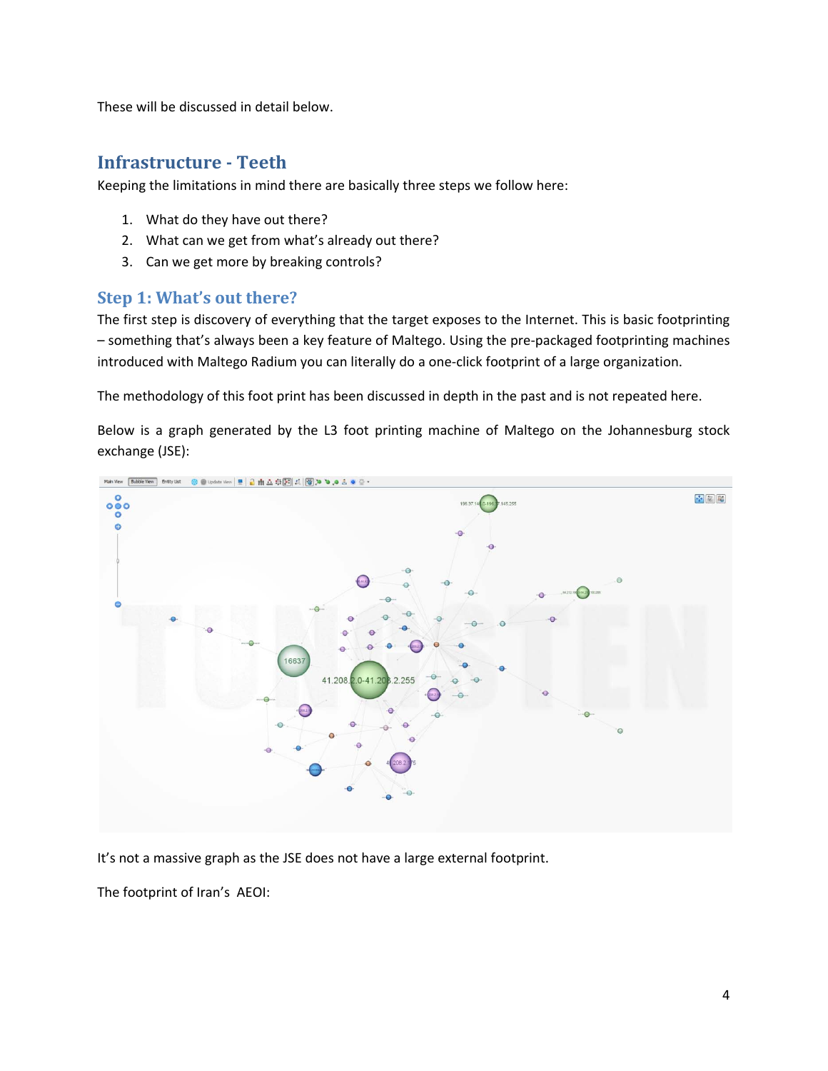These will be discussed in detail below.

## Infrastructure - Teeth

Keeping the limitations in mind there are basically three steps we follow here:

1. What do they have out there?
2. What can we get from what's already out there?
3. Can we get more by breaking controls?

### Step 1: What's out there?

The first step is discovery of everything that the target exposes to the Internet. This is basic footprinting – something that's always been a key feature of Maltego. Using the pre-packaged footprinting machines introduced with Maltego Radium you can literally do a one-click footprint of a large organization.

The methodology of this foot print has been discussed in depth in the past and is not repeated here.

Below is a graph generated by the L3 foot printing machine of Maltego on the Johannesburg stock exchange (JSE):

It's not a massive graph as the JSE does not have a large external footprint.

The footprint of Iran's AEOI: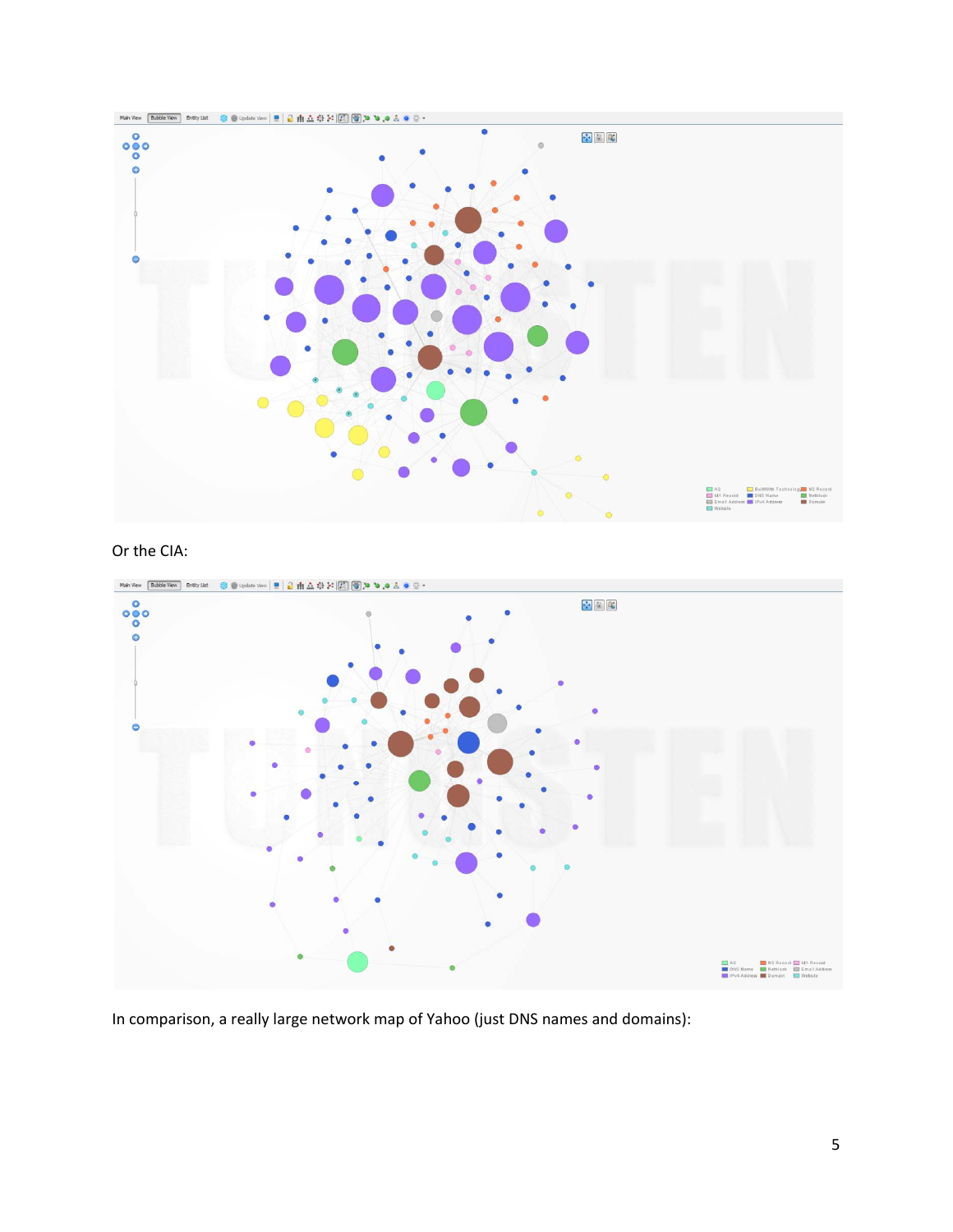Or the CIA:

In comparison, a really large network map of Yahoo (just DNS names and domains):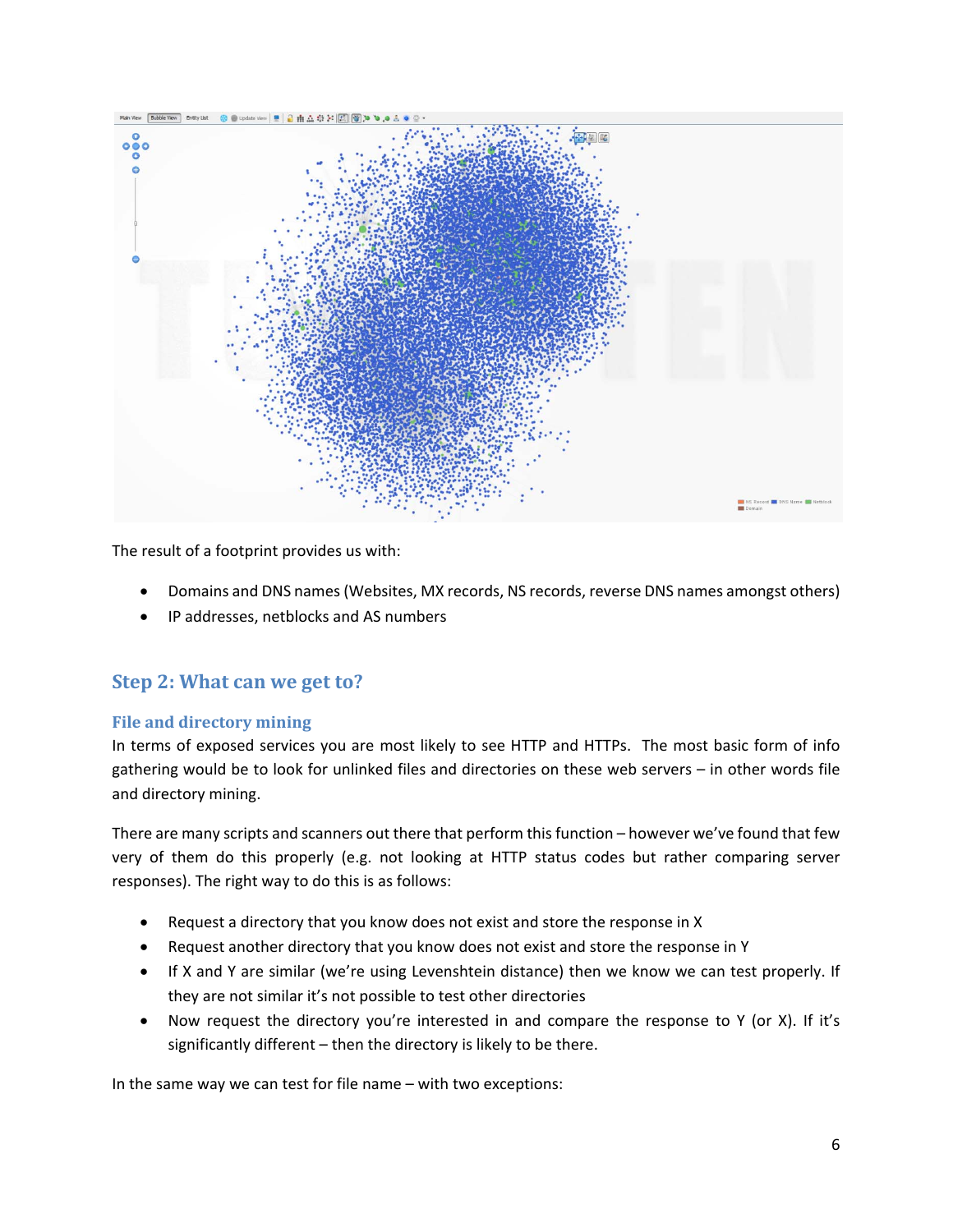The result of a footprint provides us with:

- Domains and DNS names (Websites, MX records, NS records, reverse DNS names amongst others)
- IP addresses, netblocks and AS numbers

## Step 2: What can we get to?

### File and directory mining

In terms of exposed services you are most likely to see HTTP and HTTPs. The most basic form of info gathering would be to look for unlinked files and directories on these web servers – in other words file and directory mining.

There are many scripts and scanners out there that perform this function – however we've found that few very of them do this properly (e.g. not looking at HTTP status codes but rather comparing server responses). The right way to do this is as follows:

- Request a directory that you know does not exist and store the response in X
- Request another directory that you know does not exist and store the response in Y
- If X and Y are similar (we're using Levenshtein distance) then we know we can test properly. If they are not similar it's not possible to test other directories
- Now request the directory you're interested in and compare the response to Y (or X). If it's significantly different – then the directory is likely to be there.

In the same way we can test for file name – with two exceptions: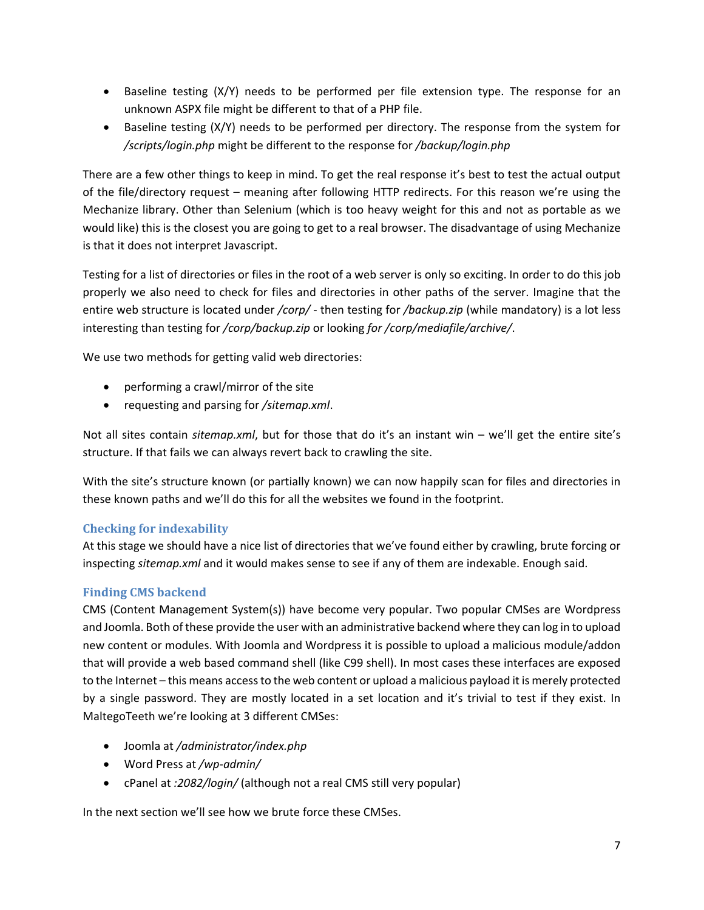- Baseline testing (X/Y) needs to be performed per file extension type. The response for an unknown ASPX file might be different to that of a PHP file.
- Baseline testing (X/Y) needs to be performed per directory. The response from the system for */scripts/login.php* might be different to the response for */backup/login.php*

There are a few other things to keep in mind. To get the real response it's best to test the actual output of the file/directory request – meaning after following HTTP redirects. For this reason we're using the Mechanize library. Other than Selenium (which is too heavy weight for this and not as portable as we would like) this is the closest you are going to get to a real browser. The disadvantage of using Mechanize is that it does not interpret Javascript.

Testing for a list of directories or files in the root of a web server is only so exciting. In order to do this job properly we also need to check for files and directories in other paths of the server. Imagine that the entire web structure is located under */corp/* - then testing for */backup.zip* (while mandatory) is a lot less interesting than testing for */corp/backup.zip* or looking *for /corp/mediafile/archive/*.

We use two methods for getting valid web directories:

- performing a crawl/mirror of the site
- requesting and parsing for */sitemap.xml*.

Not all sites contain *sitemap.xml*, but for those that do it's an instant win – we'll get the entire site's structure. If that fails we can always revert back to crawling the site.

With the site's structure known (or partially known) we can now happily scan for files and directories in these known paths and we'll do this for all the websites we found in the footprint.

### Checking for indexability

At this stage we should have a nice list of directories that we've found either by crawling, brute forcing or inspecting *sitemap.xml* and it would makes sense to see if any of them are indexable. Enough said.

### Finding CMS backend

CMS (Content Management System(s)) have become very popular. Two popular CMSes are Wordpress and Joomla. Both of these provide the user with an administrative backend where they can log in to upload new content or modules. With Joomla and Wordpress it is possible to upload a malicious module/addon that will provide a web based command shell (like C99 shell). In most cases these interfaces are exposed to the Internet – this means access to the web content or upload a malicious payload it is merely protected by a single password. They are mostly located in a set location and it's trivial to test if they exist. In MaltegoTeeth we're looking at 3 different CMSes:

- Joomla at */administrator/index.php*
- Word Press at */wp-admin/*
- cPanel at *:2082/login/* (although not a real CMS still very popular)

In the next section we'll see how we brute force these CMSes.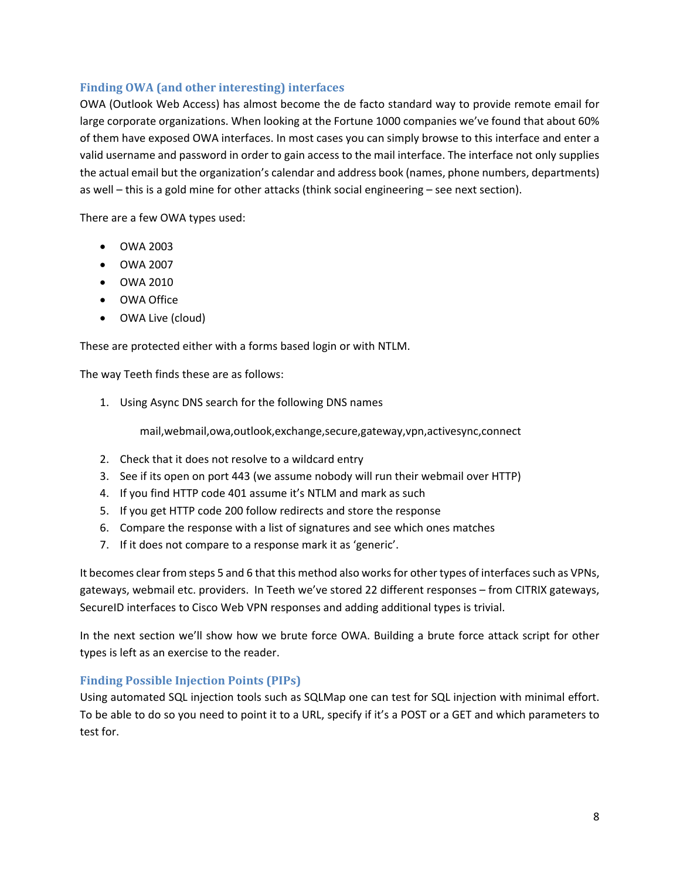### Finding OWA (and other interesting) interfaces

OWA (Outlook Web Access) has almost become the de facto standard way to provide remote email for large corporate organizations. When looking at the Fortune 1000 companies we've found that about 60% of them have exposed OWA interfaces. In most cases you can simply browse to this interface and enter a valid username and password in order to gain access to the mail interface. The interface not only supplies the actual email but the organization's calendar and address book (names, phone numbers, departments) as well – this is a gold mine for other attacks (think social engineering – see next section).

There are a few OWA types used:

- OWA 2003
- OWA 2007
- OWA 2010
- OWA Office
- OWA Live (cloud)

These are protected either with a forms based login or with NTLM.

The way Teeth finds these are as follows:

1. Using Async DNS search for the following DNS names

    mail,webmail,owa,outlook,exchange,secure,gateway,vpn,activesync,connect

2. Check that it does not resolve to a wildcard entry
3. See if its open on port 443 (we assume nobody will run their webmail over HTTP)
4. If you find HTTP code 401 assume it's NTLM and mark as such
5. If you get HTTP code 200 follow redirects and store the response
6. Compare the response with a list of signatures and see which ones matches
7. If it does not compare to a response mark it as 'generic'.

It becomes clear from steps 5 and 6 that this method also works for other types of interfaces such as VPNs, gateways, webmail etc. providers. In Teeth we've stored 22 different responses – from CITRIX gateways, SecureID interfaces to Cisco Web VPN responses and adding additional types is trivial.

In the next section we'll show how we brute force OWA. Building a brute force attack script for other types is left as an exercise to the reader.

### Finding Possible Injection Points (PIPs)

Using automated SQL injection tools such as SQLMap one can test for SQL injection with minimal effort. To be able to do so you need to point it to a URL, specify if it's a POST or a GET and which parameters to test for.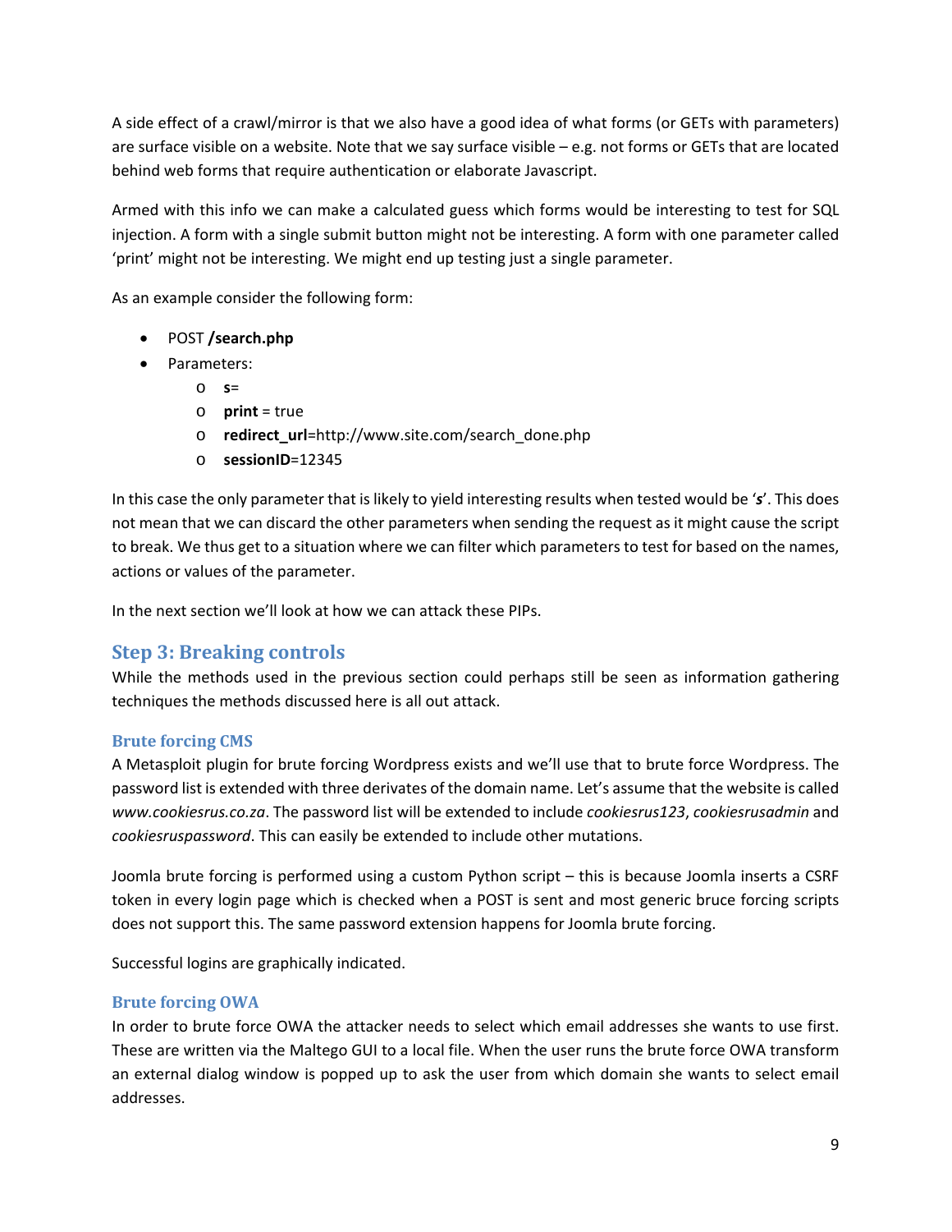A side effect of a crawl/mirror is that we also have a good idea of what forms (or GETs with parameters) are surface visible on a website. Note that we say surface visible – e.g. not forms or GETs that are located behind web forms that require authentication or elaborate Javascript.

Armed with this info we can make a calculated guess which forms would be interesting to test for SQL injection. A form with a single submit button might not be interesting. A form with one parameter called 'print' might not be interesting. We might end up testing just a single parameter.

As an example consider the following form:

- POST **/search.php**
- Parameters:
  - **s**=
  - **print** = true
  - **redirect_url**=http://www.site.com/search_done.php
  - **sessionID**=12345

In this case the only parameter that is likely to yield interesting results when tested would be '***s***'. This does not mean that we can discard the other parameters when sending the request as it might cause the script to break. We thus get to a situation where we can filter which parameters to test for based on the names, actions or values of the parameter.

In the next section we'll look at how we can attack these PIPs.

## Step 3: Breaking controls

While the methods used in the previous section could perhaps still be seen as information gathering techniques the methods discussed here is all out attack.

### Brute forcing CMS

A Metasploit plugin for brute forcing Wordpress exists and we'll use that to brute force Wordpress. The password list is extended with three derivates of the domain name. Let's assume that the website is called *www.cookiesrus.co.za*. The password list will be extended to include *cookiesrus123*, *cookiesrusadmin* and *cookiesruspassword*. This can easily be extended to include other mutations.

Joomla brute forcing is performed using a custom Python script – this is because Joomla inserts a CSRF token in every login page which is checked when a POST is sent and most generic bruce forcing scripts does not support this. The same password extension happens for Joomla brute forcing.

Successful logins are graphically indicated.

### Brute forcing OWA

In order to brute force OWA the attacker needs to select which email addresses she wants to use first. These are written via the Maltego GUI to a local file. When the user runs the brute force OWA transform an external dialog window is popped up to ask the user from which domain she wants to select email addresses.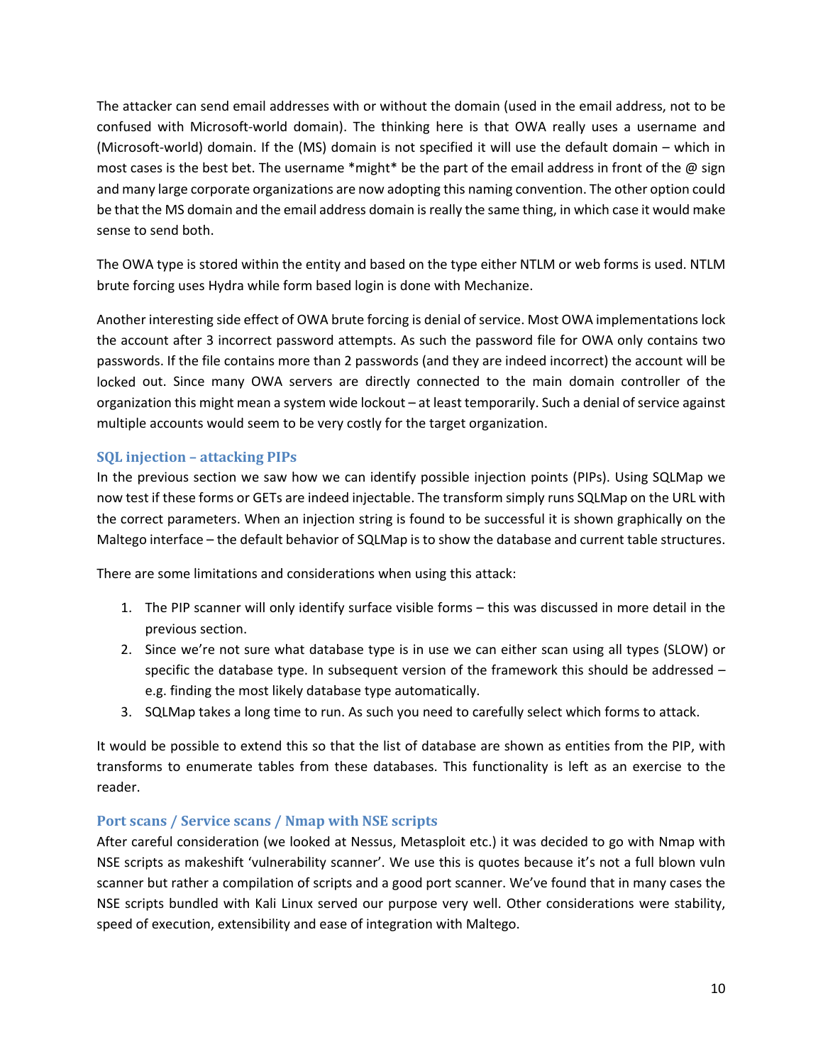The attacker can send email addresses with or without the domain (used in the email address, not to be confused with Microsoft-world domain). The thinking here is that OWA really uses a username and (Microsoft-world) domain. If the (MS) domain is not specified it will use the default domain – which in most cases is the best bet. The username *might* be the part of the email address in front of the @ sign and many large corporate organizations are now adopting this naming convention. The other option could be that the MS domain and the email address domain is really the same thing, in which case it would make sense to send both.

The OWA type is stored within the entity and based on the type either NTLM or web forms is used. NTLM brute forcing uses Hydra while form based login is done with Mechanize.

Another interesting side effect of OWA brute forcing is denial of service. Most OWA implementations lock the account after 3 incorrect password attempts. As such the password file for OWA only contains two passwords. If the file contains more than 2 passwords (and they are indeed incorrect) the account will be locked out. Since many OWA servers are directly connected to the main domain controller of the organization this might mean a system wide lockout – at least temporarily. Such a denial of service against multiple accounts would seem to be very costly for the target organization.

### SQL injection – attacking PIPs

In the previous section we saw how we can identify possible injection points (PIPs). Using SQLMap we now test if these forms or GETs are indeed injectable. The transform simply runs SQLMap on the URL with the correct parameters. When an injection string is found to be successful it is shown graphically on the Maltego interface – the default behavior of SQLMap is to show the database and current table structures.

There are some limitations and considerations when using this attack:

1. The PIP scanner will only identify surface visible forms – this was discussed in more detail in the previous section.
2. Since we're not sure what database type is in use we can either scan using all types (SLOW) or specific the database type. In subsequent version of the framework this should be addressed – e.g. finding the most likely database type automatically.
3. SQLMap takes a long time to run. As such you need to carefully select which forms to attack.

It would be possible to extend this so that the list of database are shown as entities from the PIP, with transforms to enumerate tables from these databases. This functionality is left as an exercise to the reader.

### Port scans / Service scans / Nmap with NSE scripts

After careful consideration (we looked at Nessus, Metasploit etc.) it was decided to go with Nmap with NSE scripts as makeshift 'vulnerability scanner'. We use this is quotes because it's not a full blown vuln scanner but rather a compilation of scripts and a good port scanner. We've found that in many cases the NSE scripts bundled with Kali Linux served our purpose very well. Other considerations were stability, speed of execution, extensibility and ease of integration with Maltego.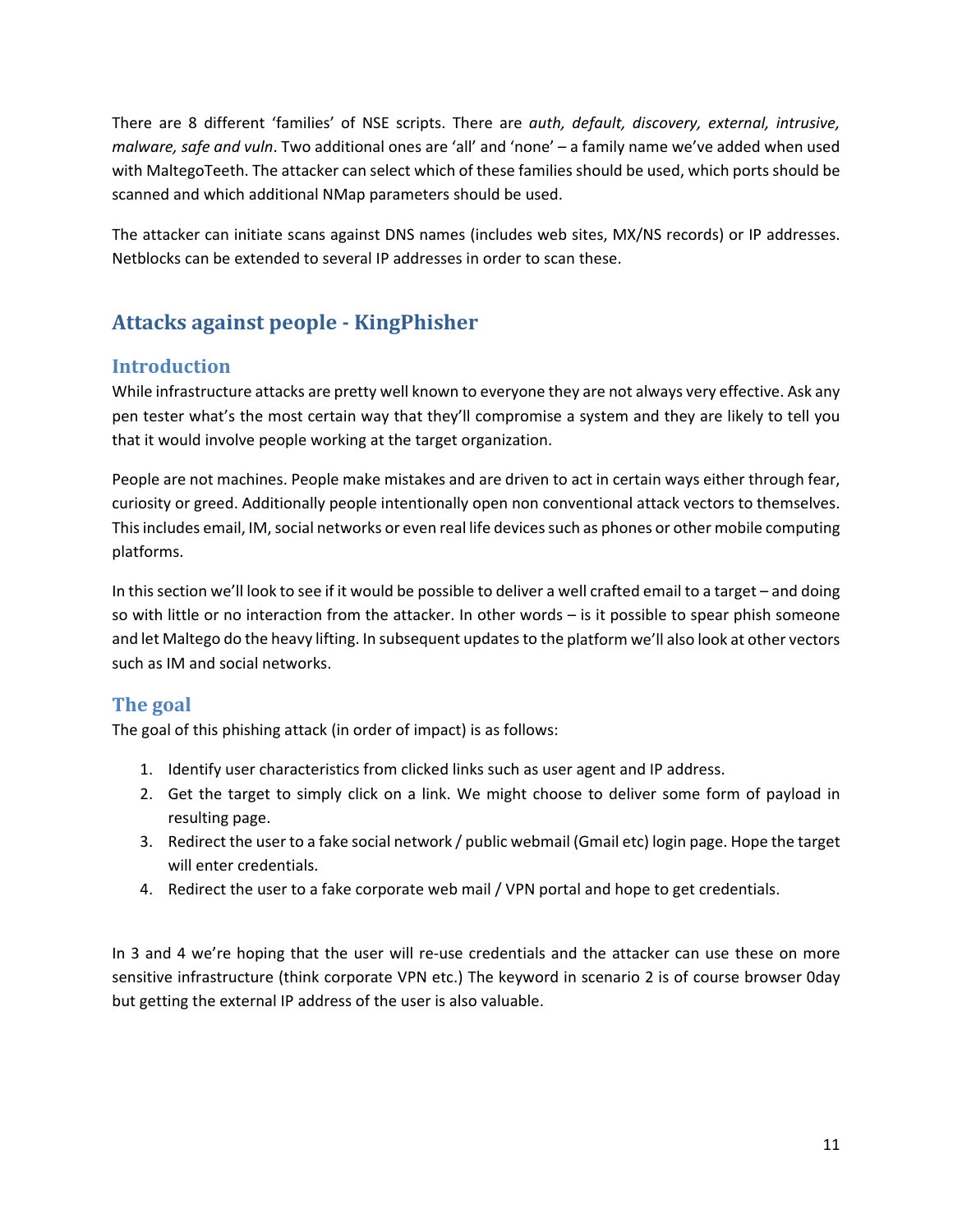There are 8 different 'families' of NSE scripts. There are *auth, default, discovery, external, intrusive, malware, safe and vuln*. Two additional ones are 'all' and 'none' – a family name we've added when used with MaltegoTeeth. The attacker can select which of these families should be used, which ports should be scanned and which additional NMap parameters should be used.

The attacker can initiate scans against DNS names (includes web sites, MX/NS records) or IP addresses. Netblocks can be extended to several IP addresses in order to scan these.

## Attacks against people - KingPhisher

### Introduction

While infrastructure attacks are pretty well known to everyone they are not always very effective. Ask any pen tester what's the most certain way that they'll compromise a system and they are likely to tell you that it would involve people working at the target organization.

People are not machines. People make mistakes and are driven to act in certain ways either through fear, curiosity or greed. Additionally people intentionally open non conventional attack vectors to themselves. This includes email, IM, social networks or even real life devices such as phones or other mobile computing platforms.

In this section we'll look to see if it would be possible to deliver a well crafted email to a target – and doing so with little or no interaction from the attacker. In other words – is it possible to spear phish someone and let Maltego do the heavy lifting. In subsequent updates to the platform we'll also look at other vectors such as IM and social networks.

### The goal

The goal of this phishing attack (in order of impact) is as follows:

1. Identify user characteristics from clicked links such as user agent and IP address.
2. Get the target to simply click on a link. We might choose to deliver some form of payload in resulting page.
3. Redirect the user to a fake social network / public webmail (Gmail etc) login page. Hope the target will enter credentials.
4. Redirect the user to a fake corporate web mail / VPN portal and hope to get credentials.

In 3 and 4 we're hoping that the user will re-use credentials and the attacker can use these on more sensitive infrastructure (think corporate VPN etc.) The keyword in scenario 2 is of course browser 0day but getting the external IP address of the user is also valuable.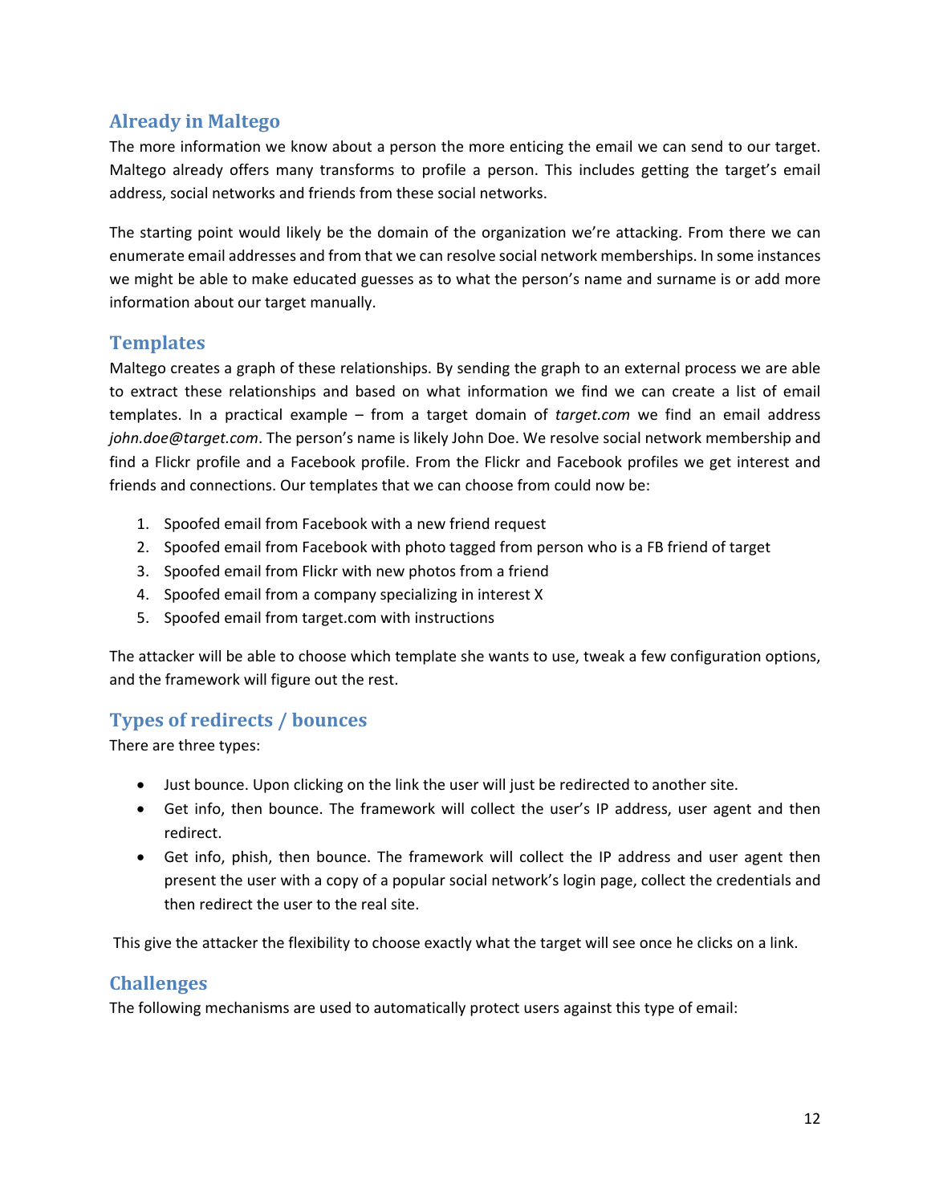## Already in Maltego

The more information we know about a person the more enticing the email we can send to our target. Maltego already offers many transforms to profile a person. This includes getting the target's email address, social networks and friends from these social networks.

The starting point would likely be the domain of the organization we're attacking. From there we can enumerate email addresses and from that we can resolve social network memberships. In some instances we might be able to make educated guesses as to what the person's name and surname is or add more information about our target manually.

## Templates

Maltego creates a graph of these relationships. By sending the graph to an external process we are able to extract these relationships and based on what information we find we can create a list of email templates. In a practical example – from a target domain of *target.com* we find an email address *john.doe@target.com*. The person's name is likely John Doe. We resolve social network membership and find a Flickr profile and a Facebook profile. From the Flickr and Facebook profiles we get interest and friends and connections. Our templates that we can choose from could now be:

1. Spoofed email from Facebook with a new friend request
2. Spoofed email from Facebook with photo tagged from person who is a FB friend of target
3. Spoofed email from Flickr with new photos from a friend
4. Spoofed email from a company specializing in interest X
5. Spoofed email from target.com with instructions

The attacker will be able to choose which template she wants to use, tweak a few configuration options, and the framework will figure out the rest.

## Types of redirects / bounces

There are three types:

- Just bounce. Upon clicking on the link the user will just be redirected to another site.
- Get info, then bounce. The framework will collect the user's IP address, user agent and then redirect.
- Get info, phish, then bounce. The framework will collect the IP address and user agent then present the user with a copy of a popular social network's login page, collect the credentials and then redirect the user to the real site.

This give the attacker the flexibility to choose exactly what the target will see once he clicks on a link.

## Challenges

The following mechanisms are used to automatically protect users against this type of email: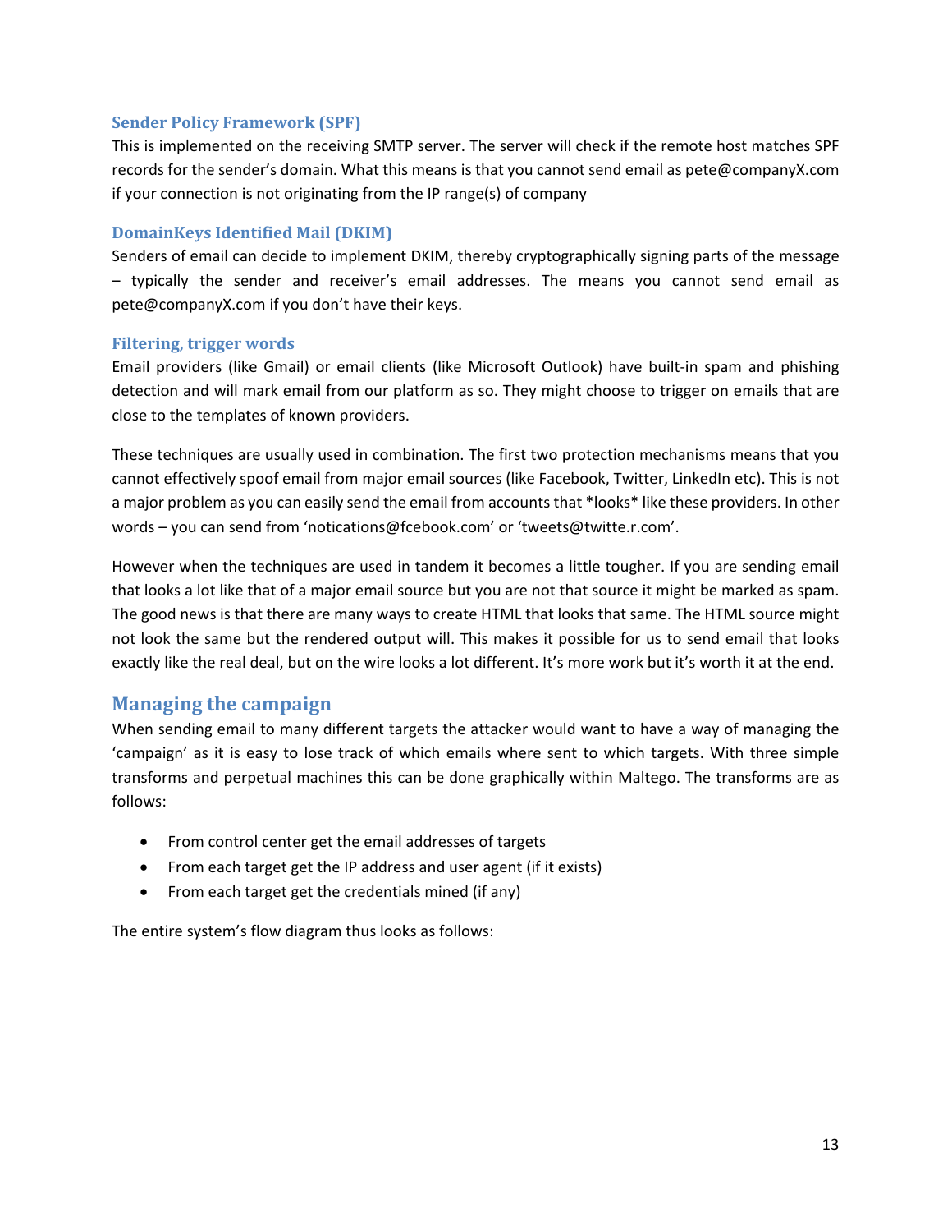### Sender Policy Framework (SPF)

This is implemented on the receiving SMTP server. The server will check if the remote host matches SPF records for the sender's domain. What this means is that you cannot send email as pete@companyX.com if your connection is not originating from the IP range(s) of company

### DomainKeys Identified Mail (DKIM)

Senders of email can decide to implement DKIM, thereby cryptographically signing parts of the message – typically the sender and receiver's email addresses. The means you cannot send email as pete@companyX.com if you don't have their keys.

### Filtering, trigger words

Email providers (like Gmail) or email clients (like Microsoft Outlook) have built-in spam and phishing detection and will mark email from our platform as so. They might choose to trigger on emails that are close to the templates of known providers.

These techniques are usually used in combination. The first two protection mechanisms means that you cannot effectively spoof email from major email sources (like Facebook, Twitter, LinkedIn etc). This is not a major problem as you can easily send the email from accounts that *looks* like these providers. In other words – you can send from 'notications@fcebook.com' or 'tweets@twitte.r.com'.

However when the techniques are used in tandem it becomes a little tougher. If you are sending email that looks a lot like that of a major email source but you are not that source it might be marked as spam. The good news is that there are many ways to create HTML that looks that same. The HTML source might not look the same but the rendered output will. This makes it possible for us to send email that looks exactly like the real deal, but on the wire looks a lot different. It's more work but it's worth it at the end.

## Managing the campaign

When sending email to many different targets the attacker would want to have a way of managing the 'campaign' as it is easy to lose track of which emails where sent to which targets. With three simple transforms and perpetual machines this can be done graphically within Maltego. The transforms are as follows:

- From control center get the email addresses of targets
- From each target get the IP address and user agent (if it exists)
- From each target get the credentials mined (if any)

The entire system's flow diagram thus looks as follows: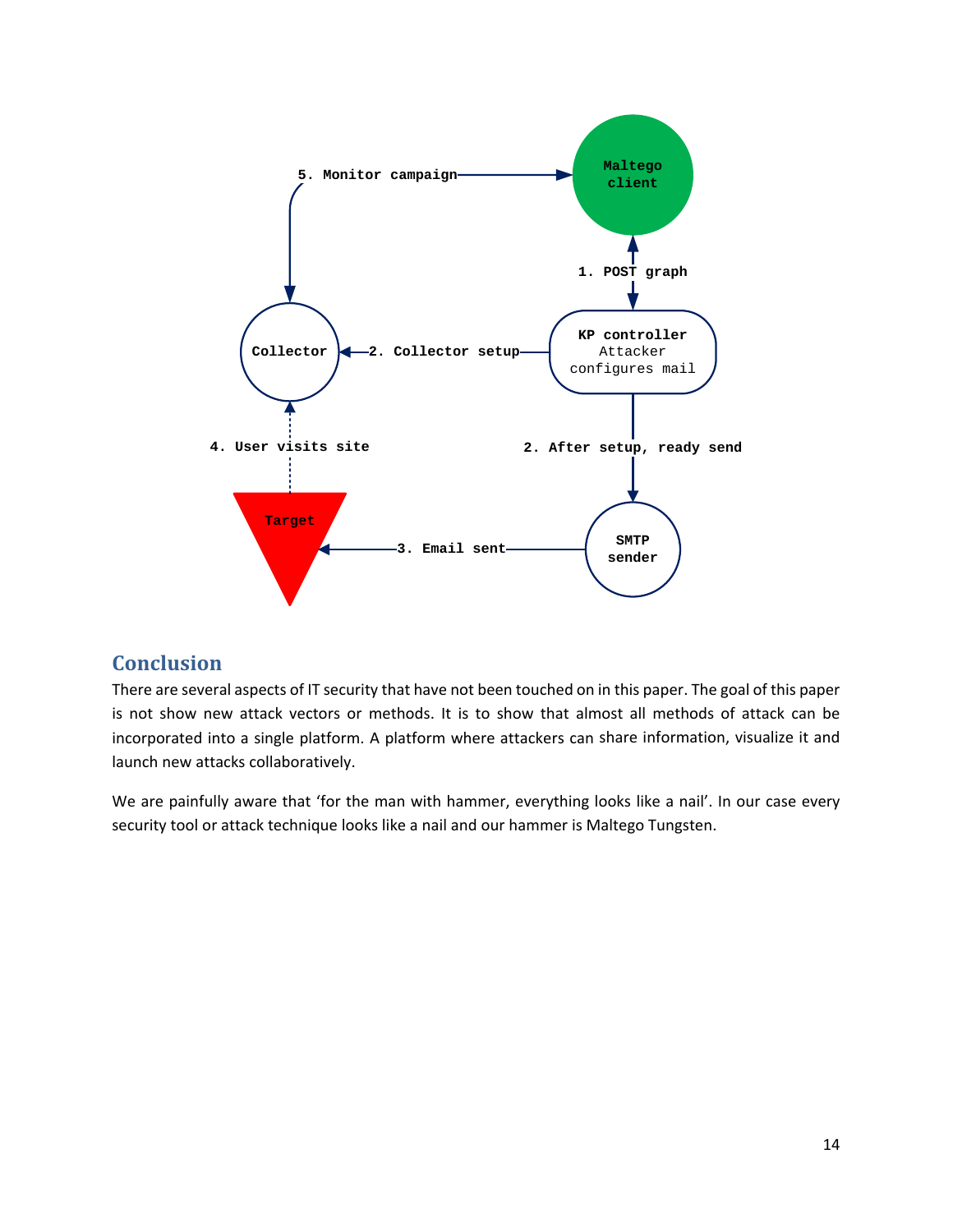5. Monitor campaign

Maltego client

1. POST graph

Collector

2. Collector setup

KP controller
Attacker
configures mail

4. User visits site

2. After setup, ready send

Target

3. Email sent

SMTP
sender

## Conclusion

There are several aspects of IT security that have not been touched on in this paper. The goal of this paper is not show new attack vectors or methods. It is to show that almost all methods of attack can be incorporated into a single platform. A platform where attackers can share information, visualize it and launch new attacks collaboratively.

We are painfully aware that 'for the man with hammer, everything looks like a nail'. In our case every security tool or attack technique looks like a nail and our hammer is Maltego Tungsten.